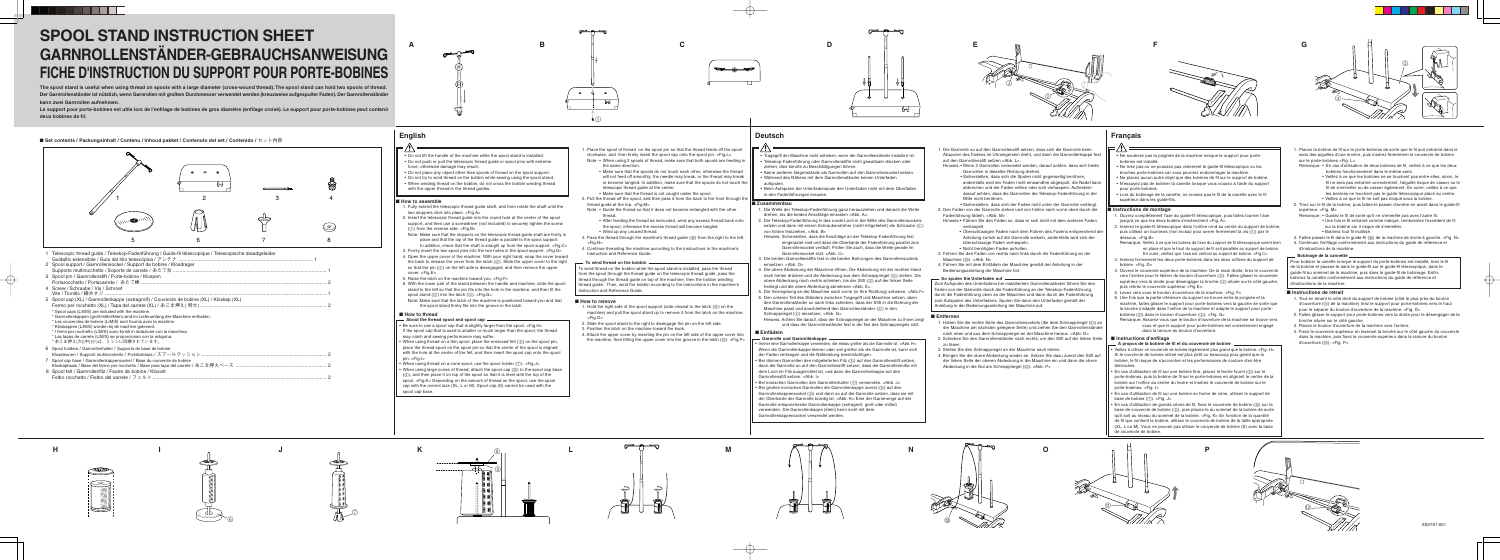# SPOOL STAND INSTRUCTION SHEET
# GARNROLLENSTÄNDER-GEBRAUCHSANWEISUNG
# FICHE D'INSTRUCTION DU SUPPORT POUR PORTE-BOBINES

**The spool stand is useful when using thread on spools with a large diameter (cross-wound thread). The spool stand can hold two spools of thread.**
**Der Garnrollenständer ist nützlich, wenn Garnrollen mit großem Durchmesser verwendet werden (kreuzweise aufgespulter Faden). Der Garnrollenständer kann zwei Garnrollen aufnehmen.**
**Le support pour porte-bobines est utile lors de l'enfilage de bobines de gros diamètre (enfilage croisé). Le support pour porte-bobines peut contenir deux bobines de fil.**

■ **Set contents / Packungsinhalt / Contenu / Inhoud pakket / Contenuto del set / Contenido /** セット内容

1. Telescopic thread guide / Teleskop-Fadenführung / Guide-fil télescopique / Telescopische draadgeleider / Guidafilo estensibile / Guía del hilo telescópica / アンテナ ....... 1
2. Spool support / Garnrollensockel / Support de bobine / Klosdrager / Supporto multirocchetto / Soporte de carrete / 糸立て台 ....... 1
3. Spool pin / Garnrollenstift / Porte-bobine / Klospen / Portarocchetto / Portacarretes / 糸立て棒 ....... 2
4. Screw / Schraube / Vis / Schroef / Vite / Tornillo / 締めネジ ....... 1
5. Spool cap (XL) / Garnrollenkappe (extragroß) / Couvercle de bobine (XL) / Klosdop (XL) / Fermo per rocchetto (XL) / Tapa del carrete (XL) / 糸こま押え(特大) ....... 2
   - * Spool caps (L/M/S) are included with the machine.
   - * Garnrollenkappen (groß/mittel/klein) sind im Lieferumfang der Maschine enthalten.
   - * Les couvercles de bobine (L/M/S) sont fournis avec la machine.
   - * Klosdoppen (L/M/S) worden bij de machine geleverd.
   - * I fermi per rocchetto (L/M/S) sono forniti in dotazione con la macchina.
   - * Las tapas de carrete (L/M/S) se proporcionan con la máquina.
   - * 糸こま押え(大)(中)(小)は、ミシンに付属されています。
6. Spool holders / Garnrollenhalter / Supports de base de bobine / Klosblokken / Supporti multirocchetto / Portacarretes / スプールクッション ....... 2
7. Spool cap base / Garnrollenkappensockel / Base de couvercle de bobine / Klosdopbasis / Base del fermo per rocchetto / Base para tapa del carrete / 糸こま押え台 ....... 2
8. Spool felt / Garnrollenfilz / Feutre de bobine / Klosvilt / Feltro rocchetto / Fieltro del carrete / フェルト ....... 2

## English

⚠
- Do not lift the handle of the machine while the spool stand is installed.
- Do not push or pull the telescopic thread guide or spool pins with extreme force, otherwise damage may result.
- Do not place any object other than spools of thread on the spool support.
- Do not try to wind thread on the bobbin while sewing using the spool stand.
- When winding thread on the bobbin, do not cross the bobbin winding thread with the upper thread in the thread guides.

### ■ How to assemble

1. Fully extend the telescopic thread guide shaft, and then rotate the shaft until the two stoppers click into place. <Fig. A>
2. Insert the telescopic thread guide into the round hole at the center of the spool support, and then use a screwdriver (not included) to securely tighten the screw (④) from the reverse side. <Fig. B>
   Note: Make sure that the stoppers on the telescopic thread guide shaft are firmly in place and that the top of the thread guide is parallel to the spool support. In addition, check that the shaft is straight up from the spool support. <Fig. C>
3. Firmly insert the two spool pins into the two holes in the spool support. <Fig. D>
4. Open the upper cover of the machine. With your right hand, keep the cover located to the back to release the cover from the latch (①). Slide the upper cover to the right so that the pin (②) of the left-side is disengaged, and then remove the upper cover. <Fig. E>
5. Raise the latch on the machine toward you. <Fig. F>
6. With the lower part of the stand between the handle and machine, slide the spool stand to the left so that the pin fits into the hole in the machine, and then fit the spool stand (③) into the latch (①). <Fig. G>
   Note: Make sure that the latch of the machine is positioned toward you and that the spool stand firmly fits into the groove in the latch.

### ■ How to thread

■ **About the thread spool and spool cap**
- Be sure to use a spool cap that is slightly larger than the spool. <Fig. H>
  If the spool cap that is used is smaller or much larger than the spool, the thread may catch and sewing performance may suffer.
- When using thread on a thin spool, place the enclosed felt (⑧) on the spool pin, place the thread spool on the spool pin so that the center of the spool is aligned with the hole at the center of the felt, and then insert the spool cap onto the spool pin. <Fig. I>
- When using thread on a cone spool, use the spool holder (⑥). <Fig. J>
- When using large cross of thread, attach the spool cap (⑦) to the spool cap base (⑦), and then place it on top of the spool so that it is level with the top of the spool. <Fig. K> Depending on the amount of thread on the spool, use the spool cap with the correct size (XL, L or M). Spool cap (S) cannot be used with the spool cap base.

1. Place the spool of thread on the spool pin so that the thread feeds off the spool clockwise, and then firmly insert the spool cap onto the spool pin. <Fig. L>
   Note: • When using 2 spools of thread, make sure that both spools are feeding in the same direction.
   - Make sure that the spools do not touch each other, otherwise the thread will not feed off smoothly, the needle may break, or the thread may tangle or become tangled. In addition, make sure that the spools do not touch the telescopic thread guide at the center.
   - Make sure that the thread is not caught under the spool.
2. Pull the thread off the spool, and then pass it from the back to the front through the thread guide at the top. <Fig. M>
   Note: • Guide the thread so that it does not become entangled with the other thread.
   - After feeding the thread as instructed, wind any excess thread back onto the spool, otherwise the excess thread will become tangled.
   - Wind up any unused thread.
3. Pass the thread through the machine's thread guide (⑨) from the right to the left. <Fig. N>
4. Continue threading the machine according to the instructions in the machine's Instruction and Reference Guide.

**To wind thread on the bobbin**
To wind thread on the bobbin while the spool stand is installed, pass the thread from the spool through the thread guide on the telescopic thread guide, pass the thread through the thread guide on top of the machine, then the bobbin winding thread guide. Then, wind the bobbin according to the instructions in the machine's Instruction and Reference Guide.

### ■ How to remove

1. Hold the right side of the spool support (side closest to the latch (⑩) on the machine) and pull the spool stand up to remove it from the latch on the machine. <Fig. O>
2. Slide the spool stand to the right to disengage the pin on the left side.
3. Position the latch on the machine toward the back.
4. Attach the upper cover by inserting the pin on the left side of the upper cover into the machine, then fitting the upper cover into the groove in the latch (⑩). <Fig. P>

## Deutsch

⚠
- Tragegriff der Maschine nicht anheben, wenn der Garnrollenständer installiert ist.
- Teleskop-Fadenführung oder Garnrollenstifte nicht gewaltsam drücken oder ziehen, dies kann zu Beschädigungen führen.
- Keine anderen Gegenstände als Garnrollen auf den Garnrollensockel setzen.
- Während des Nähens mit dem Garnrollenständer keinen Unterfaden aufspulen.
- Beim Aufspulen der Unterfadenspule den Unterfaden nicht mit dem Oberfaden in den Fadenführungen kreuzen.

### ■ Zusammenbau

1. Die Welle der Teleskop-Fadenführung ganz herausziehen und danach die Welle drehen, bis die beiden Anschläge einrasten. <Abb. A>
2. Die Teleskop-Fadenführung in das runde Loch in der Mitte des Garnrollensockels setzen und dann mit einem Schraubendreher (nicht mitgeliefert) die Schraube (④) von hinten festziehen. <Abb. B>
   Hinweis: Achten Sie darauf, dass die Anschläge an der Teleskop-Fadenführung fest eingerastet sind und dass die Oberseite der Fadenführung parallel zum Garnrollensockel verläuft. Prüfen Sie auch, dass die Welle gerade im Garnrollensockel sitzt. <Abb. C>
3. Die beiden Garnrollenstifte fest in die beiden Bohrungen des Garnrollensockels einsetzen. <Abb. D>
4. Die obere Abdeckung der Maschine öffnen. Die Abdeckung mit der rechten Hand nach hinten drücken und die Abdeckung aus dem Schnappriegel (①) lösen. Die obere Abdeckung nach rechts schieben, bis der Stift (②) auf der linken Seite freiliegt und die obere Abdeckung abnehmen. <Abb. E>
5. Die Verriegelung an der Maschine nach vorne (in Ihre Richtung) anheben. <Abb. F>
6. Den unteren Teil des Ständers zwischen Tragegriff und Maschine setzen, dann den Garnrollenständer so nach links schieben, dass der Stift in die Bohrung der Maschine passt und anschließend den Garnrollenständer (③) in den Schnappriegel (①) einsetzen. <Abb. G>
   Hinweis: Achten Sie darauf, dass der Schnappriegel an der Maschine zu Ihnen zeigt und dass der Garnrollenständer fest in die Nut des Schnappriegels passt.

### ■ Einfädeln

■ **Garnrolle und Garnrollenkappe**
- Verwenden Sie eine Garnrollenkappe, die etwas größer als die Garnrolle ist. <Abb. H>
  Wenn die Garnrollenkappe kleiner oder viel größer als die Garnrolle ist, kann sich der Faden verfangen und die Nähleistung beeinträchtigen.
- Bei dünnen Garnrollen den mitgelieferten Filz (⑧) auf den Garnrollenstift setzen, dann die Garnrolle so auf den Garnrollenstift setzen, dass die Mitte der Garnrolle auf das Loch im Filz ausgerichtet ist, und dann die Garnrollenkappe auf den Garnrollenstift setzen. <Abb. I>
- Bei konischen Garnrollen den Garnrollenhalter (⑥) verwenden. <Abb. J>
- Bei großen kreuzweise aufgespulten Garnrollen die Garnrollenkappe (⑦) auf den Garnrollenkappensockel (⑦) und dann so auf die Garnrolle setzen, dass sie mit der Oberseite der Garnrolle bündig ist. <Abb. K> Je nach der Garnmenge auf der Garnrolle entsprechende Garnrollenkappe (extragroß, groß oder mittel) verwenden. Die Garnrollenkappe (klein) kann nicht mit dem Garnrollenkappensockel verwendet werden.

1. Die Garnrolle so auf den Garnrollenstift setzen, dass sich der Faden beim Abspulen der Faden im Uhrzeigersinn dreht, und dann die Garnrollenkappe fest auf den Garnrollenstift setzen. <Abb. L>
   Hinweis: • Wenn 2 Garnrollen verwendet werden, darauf achten, dass beide Garnrollen in dieselbe Richtung drehen.
   - Sicherstellen, dass die Garnrollen sich nicht gegenseitig berühren, andernfalls wird der Faden nicht einwandfrei abgespult, die Nadel kann abbrechen oder der Faden wirft sich um oder verheddert sich. Achten Sie darauf, dass die Garnrollen die Teleskop-Fadenführung in der Mitte nicht berühren.
   - Sicherstellen, dass sich der Faden nicht unter der Garnrolle verfängt.
2. Den Faden von der Garnrolle ziehen und von hinten nach vorne durch die obere Fadenführung führen. <Abb. M>
   Hinweis: • Führen Sie den Faden so, dass er sich nicht mit dem anderen Faden verfängt.
   - Überschüssigen Faden nach dem Führen des Fadens entsprechend der Anleitung zurück auf die Garnrolle wickeln, andernfalls verheddert sich der überschüssige Faden.
   - Nicht benötigten Faden aufwickeln.
3. Führen Sie den Faden von rechts nach links durch die Fadenführung an der Maschine (⑨). <Abb. N>
4. Führen Sie mit dem Einfädeln der Maschine gemäß der Anleitung in der Bedienungsanleitung der Maschine fort.

**So spulen Sie Unterfaden auf**
Zum Aufspulen des Unterfadens bei installiertem Garnrollenständer führen Sie den Faden von der Garnrolle durch die Fadenführung an der Teleskop-Fadenführung, durch die Fadenführung oben an der Maschine und dann durch die Fadenführung nach oben und aus der Fadenführung zum Spulen. Spulen Sie den Garnrollenständer nach oben und aus dem Schnappriegel an der Maschinenvorderseite Anleitung in der Bedienungsanleitung der Maschine auf.

### ■ Entfernen

1. Halten Sie die rechte Seite des Garnrollensockels (die dem Schnappriegel (⑩) an der Maschine am nächsten gelegene Seite) und ziehen Sie den Garnrollenständer nach oben und aus dem Schnappriegel an der Maschine heraus. <Abb. O>
2. Schieben Sie den Garnrollenständer nach rechts, um den Stift auf der linken Seite zu lösen.
3. Stellen Sie den Schnappriegel an der Maschine nach hinten.
4. Bringen Sie die obere Abdeckung wieder an. Setzen Sie dazu zuerst den Stift auf der linken Seite der oberen Abdeckung in die Maschine und setzen Sie dann die obere Abdeckung in die Nut im Schnappriegel (⑩). <Abb. P>

## Français

⚠
- Ne soulevez pas la poignée de la machine lorsque le support pour porte-bobines est installé.
- Ne tirez pas ou ne poussez pas fortement le guide-fil télescopique ou les broches porte-bobines car vous pourriez endommager la machine.
- Ne placez aucun autre objet que des bobines de fil sur le support de bobine.
- N'essayez pas de bobiner la canette lorsque vous cousez à l'aide du support pour porte-bobines.
- Lors du bobinage de la canette, ne croisez pas le fil de la canette avec le fil supérieur dans les guide-fils.

### ■ Instructions de montage

1. Dévissez complètement l'axe du guide-fil télescopique, puis faites tourner l'axe jusqu'à ce que les deux butées s'enclenchent. <Fig. A>
2. Insérez le guide-fil télescopique dans l'orifice rond au centre du support de bobine, puis utilisez un tournevis (non inclus) pour serrer fermement la vis (④) par le dessous. <Fig. B>
   Remarque: Veillez à ce que les butées de l'axe du support de fil télescopique soient bien en place et que le haut du support de fil soit parallèle au support de bobine. En outre, vérifiez que l'axe est vertical au support de bobine. <Fig. C>
3. Insérez fermement les deux porte-bobines dans les deux orifices du support de bobine. <Fig. D>
4. Ouvrez le couvercle supérieur de la machine. De la main droite, tirez le couvercle vers l'arrière pour le libérer du loquet d'ouverture (①). Faites glisser le couvercle supérieur vers la droite pour désengager la goupille (②) située sur le côté gauche, puis retirez le couvercle supérieur. <Fig. E>
5. Levez vers vous le loquet d'ouverture de la machine. <Fig. F>
6. Une fois que la partie inférieure du support se trouve entre la poignée et la machine, faites glisser le support pour porte-bobines vers la gauche de sorte que la broche s'adapte dans l'orifice de la machine et adaptez le support pour porte-bobines (③) dans le loquet d'ouverture (①). <Fig. G>
   Remarque: Assurez-vous que le loquet d'ouverture de la machine se trouve vers vous et que le support pour porte-bobines est correctement engagé dans la rainure du loquet d'ouverture.

### ■ Instructions d'enfilage

■ **À propos de la bobine de fil et du couvercle de bobine**
- Veillez à utiliser un couvercle de bobine légèrement plus grand que la bobine. <Fig. H>
  Si le couvercle de bobine utilisé est plus petit ou beaucoup plus grand que la bobine, le fil risque de s'accrocher et les performances de couture être être diminuées.
- En cas d'utilisation de fil sur une bobine fine, placez le feutre fourni (⑧) sur le porte-bobines, puis la bobine de fil sur le porte-bobines en alignant le centre de la bobine sur l'orifice au centre du feutre et insérez le couvercle de bobine sur le porte-bobines. <Fig. I>
- En cas d'utilisation de fil sur une bobine en forme de cône, utilisez le support de base de bobine (⑥). <Fig. J>
- En cas d'utilisation de grandes séries de fil, fixez le couvercle de bobine (⑦) sur la base de couvercle de bobine (⑦), puis placez-le au sommet de la bobine de sorte qu'il soit au niveau du sommet de la bobine. <Fig. K> En fonction de la quantité de fil que contient la bobine, utilisez le couvercle de bobine de la taille appropriée (XL, L ou M). Vous ne pouvez pas utiliser le couvercle de bobine (S) avec la base de couvercle de bobine.

1. Placez la bobine de fil sur le porte-bobines de sorte que le fil soit entraîné dans le sens des aiguilles d'une montre, puis insérez fermement le couvercle de bobine sur le porte-bobines. <Fig. L>
   Remarque: • En cas d'utilisation de deux bobines de fil, veillez à ce que les deux bobines fonctionnent dans le même sens.
   - Veillez à ce que les bobines ne se touchent pas entre elles, sinon, le fil ne sera pas entraîné correctement, l'aiguille risque de casser ou le fil risque de s'emmêler. En outre, veillez à ce que les bobines ne touchent pas le guide-fil télescopique placé au centre.
   - Veillez à ce que le fil ne soit pas bloqué sous la bobine.
2. Tirez sur le fil de la bobine, puis faites-le passer d'arrière en avant dans le guide-fil supérieur. <Fig. M>
   Remarque: • Guidez le fil de sorte qu'il ne s'emmêle pas avec l'autre fil.
   - Une fois le fil entraîné comme indiqué, rembobinez l'excédent de fil sur la bobine car il risque de s'emmêler.
   - Rembobinez tout fil inutilisé.
3. Faites passer le fil dans le guide-fil (⑨) de la machine de droite à gauche. <Fig. N>
4. Continuez l'enfilage conformément aux instructions du guide de référence et d'instructions de la machine.

**Bobinage de la canette**
Pour bobiner la canette lorsque le support de porte-bobines est installé, tirez le fil de la bobine et passez-le dans le guide-fil sur le guide-fil télescopique, dans le guide-fil au sommet de la machine, puis dans le guide-fil de bobinage. Enfin, bobinez la canette conformément aux instructions du guide de référence et d'instructions de la machine.

### ■ Instructions de retrait

1. Tout en tenant le côté droit du support de bobine (côté le plus près du loquet d'ouverture (⑩) de la machine) tirez le support pour porte-bobines vers le haut pour le séparer du loquet d'ouverture de la machine. <Fig. O>
2. Faites glisser le support pour porte-bobines vers la droite pour le désengager de la broche située sur le côté gauche.
3. Placez le loquet d'ouverture de la machine vers l'arrière.
4. Fixez le couvercle supérieur en insérant la broche sur le côté gauche de celui-ci dans la machine, puis fixez le couvercle supérieur dans la rainure du loquet d'ouverture (⑩). <Fig. P>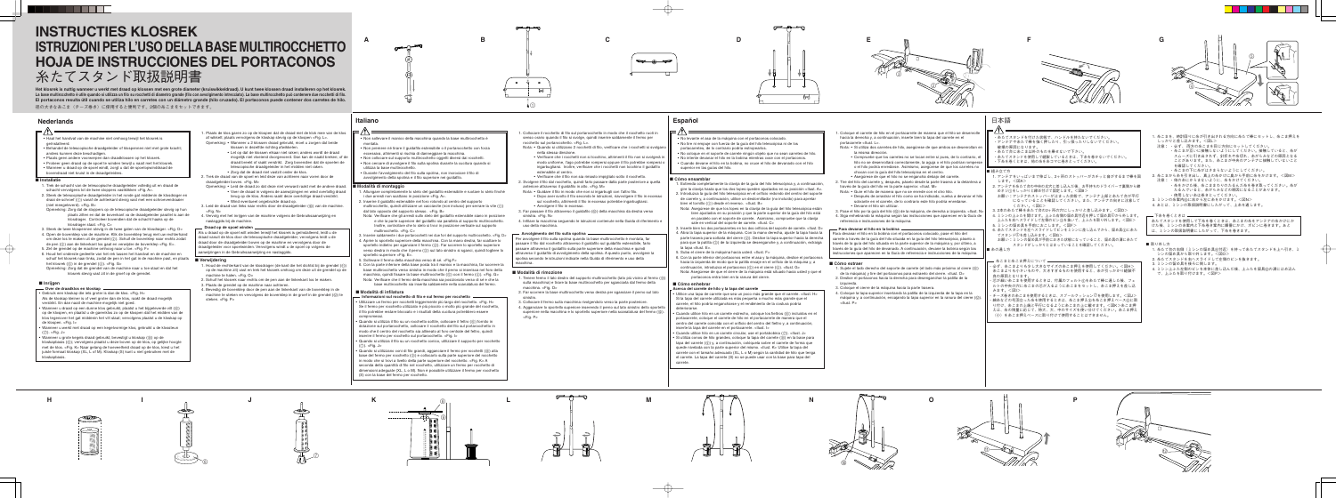# INSTRUCTIES KLOSREK
# ISTRUZIONI PER L'USO DELLA BASE MULTIROCCHETTO
# HOJA DE INSTRUCCIONES DEL PORTACONOS
# 糸たてスタンド取扱説明書

**Het klosrek is nuttig wanneer u werkt met draad op klossen met een grote diameter (kruiswikkeldraad). U kunt twee klossen draad installeren op het klosrek. La base multirocchetto è utile quando si utilizza un filo su rocchetti di diametro grande (filo con avvolgimento intrecciato). La base multirocchetto può contenere due rocchetti di filo. El portaconos resulta útil cuando se utiliza hilo en carretes con un diámetro grande (hilo cruzado). El portaconos puede contener dos carretes de hilo.**

径の大きな糸こま（クロス巻き）に使用すると便利です。2個の糸こまをセットできます。

## Nederlands

### Installatie

### Inrijgen

### Verwijdering

## Italiano

### Modalità di montaggio

### Modalità di infilatura

### Modalità di rimozione

## Español

### Cómo ensamblar

### Cómo enhebrar

### Cómo extraer

## 日本語